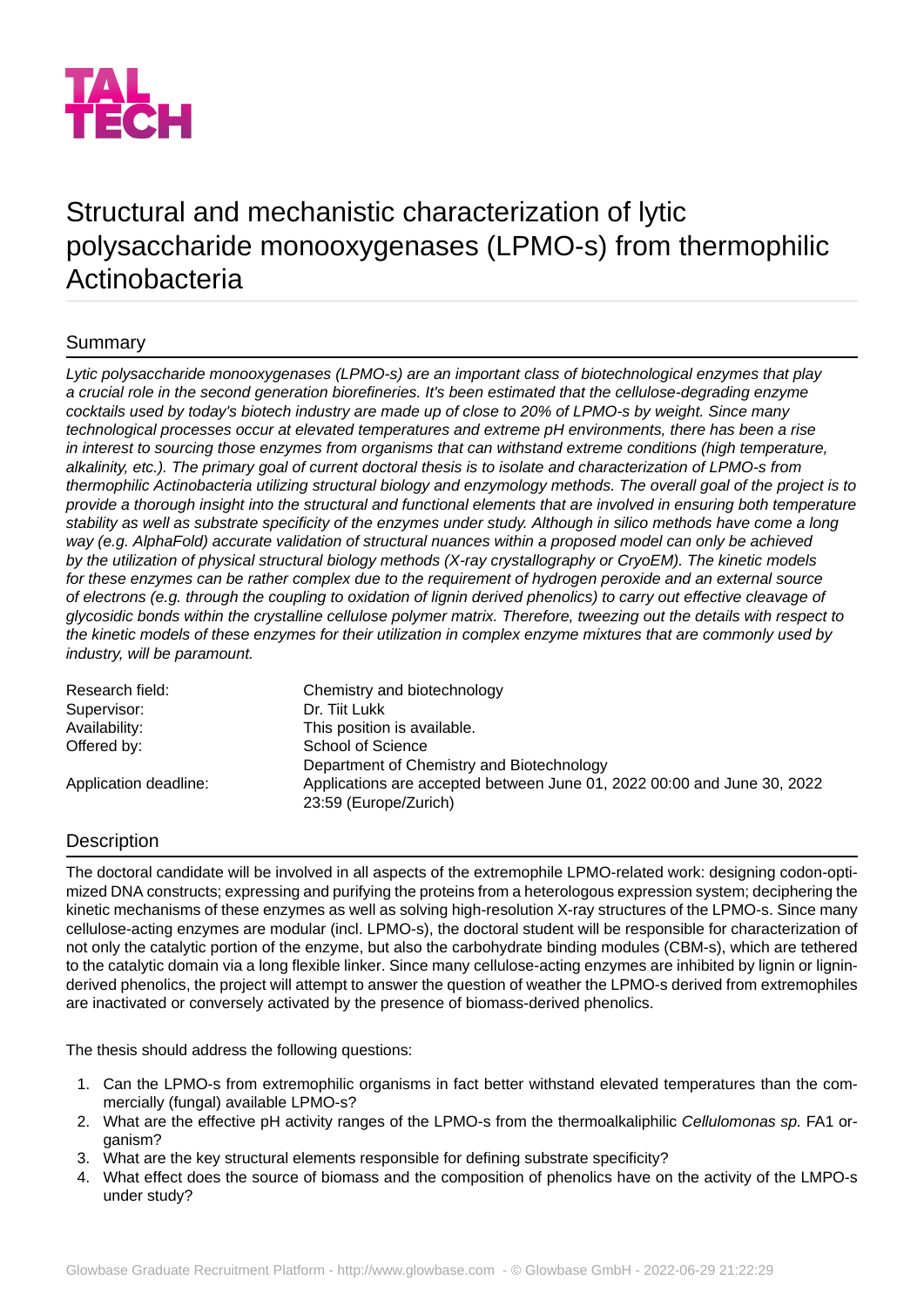# Structural and mechanistic characterization of lytic polysaccharide monooxygenases (LPMO-s) from thermophilic Actinobacteria

## Summary

*Lytic polysaccharide monooxygenases (LPMO-s) are an important class of biotechnological enzymes that play a crucial role in the second generation biorefineries. It's been estimated that the cellulose-degrading enzyme cocktails used by today's biotech industry are made up of close to 20% of LPMO-s by weight. Since many technological processes occur at elevated temperatures and extreme pH environments, there has been a rise in interest to sourcing those enzymes from organisms that can withstand extreme conditions (high temperature, alkalinity, etc.). The primary goal of current doctoral thesis is to isolate and characterization of LPMO-s from thermophilic Actinobacteria utilizing structural biology and enzymology methods. The overall goal of the project is to provide a thorough insight into the structural and functional elements that are involved in ensuring both temperature stability as well as substrate specificity of the enzymes under study. Although in silico methods have come a long way (e.g. AlphaFold) accurate validation of structural nuances within a proposed model can only be achieved by the utilization of physical structural biology methods (X-ray crystallography or CryoEM). The kinetic models for these enzymes can be rather complex due to the requirement of hydrogen peroxide and an external source of electrons (e.g. through the coupling to oxidation of lignin derived phenolics) to carry out effective cleavage of glycosidic bonds within the crystalline cellulose polymer matrix. Therefore, tweezing out the details with respect to the kinetic models of these enzymes for their utilization in complex enzyme mixtures that are commonly used by industry, will be paramount.*

| | |
|---|---|
| Research field: | Chemistry and biotechnology |
| Supervisor: | Dr. Tiit Lukk |
| Availability: | This position is available. |
| Offered by: | School of Science<br>Department of Chemistry and Biotechnology |
| Application deadline: | Applications are accepted between June 01, 2022 00:00 and June 30, 2022 23:59 (Europe/Zurich) |

## Description

The doctoral candidate will be involved in all aspects of the extremophile LPMO-related work: designing codon-optimized DNA constructs; expressing and purifying the proteins from a heterologous expression system; deciphering the kinetic mechanisms of these enzymes as well as solving high-resolution X-ray structures of the LPMO-s. Since many cellulose-acting enzymes are modular (incl. LPMO-s), the doctoral student will be responsible for characterization of not only the catalytic portion of the enzyme, but also the carbohydrate binding modules (CBM-s), which are tethered to the catalytic domain via a long flexible linker. Since many cellulose-acting enzymes are inhibited by lignin or lignin-derived phenolics, the project will attempt to answer the question of weather the LPMO-s derived from extremophiles are inactivated or conversely activated by the presence of biomass-derived phenolics.

The thesis should address the following questions:

1. Can the LPMO-s from extremophilic organisms in fact better withstand elevated temperatures than the commercially (fungal) available LPMO-s?
2. What are the effective pH activity ranges of the LPMO-s from the thermoalkaliphilic *Cellulomonas sp.* FA1 organism?
3. What are the key structural elements responsible for defining substrate specificity?
4. What effect does the source of biomass and the composition of phenolics have on the activity of the LMPO-s under study?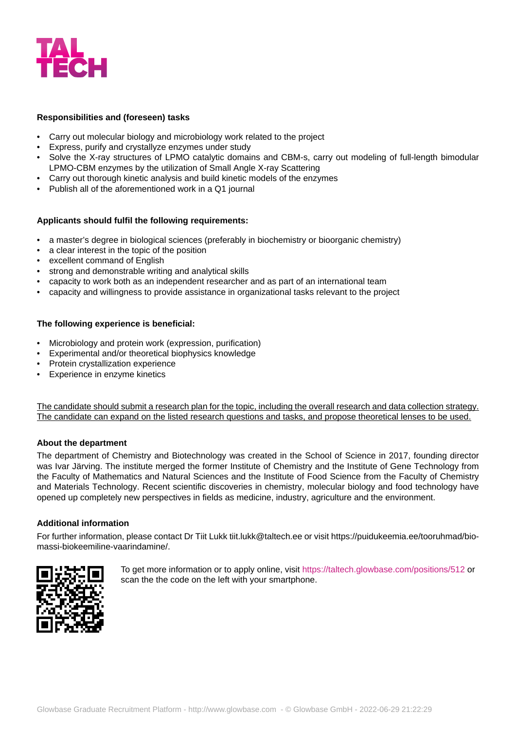**Responsibilities and (foreseen) tasks**

- Carry out molecular biology and microbiology work related to the project
- Express, purify and crystallyze enzymes under study
- Solve the X-ray structures of LPMO catalytic domains and CBM-s, carry out modeling of full-length bimodular LPMO-CBM enzymes by the utilization of Small Angle X-ray Scattering
- Carry out thorough kinetic analysis and build kinetic models of the enzymes
- Publish all of the aforementioned work in a Q1 journal

**Applicants should fulfil the following requirements:**

- a master's degree in biological sciences (preferably in biochemistry or bioorganic chemistry)
- a clear interest in the topic of the position
- excellent command of English
- strong and demonstrable writing and analytical skills
- capacity to work both as an independent researcher and as part of an international team
- capacity and willingness to provide assistance in organizational tasks relevant to the project

**The following experience is beneficial:**

- Microbiology and protein work (expression, purification)
- Experimental and/or theoretical biophysics knowledge
- Protein crystallization experience
- Experience in enzyme kinetics

<u>The candidate should submit a research plan for the topic, including the overall research and data collection strategy. The candidate can expand on the listed research questions and tasks, and propose theoretical lenses to be used.</u>

**About the department**

The department of Chemistry and Biotechnology was created in the School of Science in 2017, founding director was Ivar Järving. The institute merged the former Institute of Chemistry and the Institute of Gene Technology from the Faculty of Mathematics and Natural Sciences and the Institute of Food Science from the Faculty of Chemistry and Materials Technology. Recent scientific discoveries in chemistry, molecular biology and food technology have opened up completely new perspectives in fields as medicine, industry, agriculture and the environment.

**Additional information**

For further information, please contact Dr Tiit Lukk tiit.lukk@taltech.ee or visit https://puidukeemia.ee/tooruhmad/bio-massi-biokeemiline-vaarindamine/.

To get more information or to apply online, visit https://taltech.glowbase.com/positions/512 or scan the the code on the left with your smartphone.